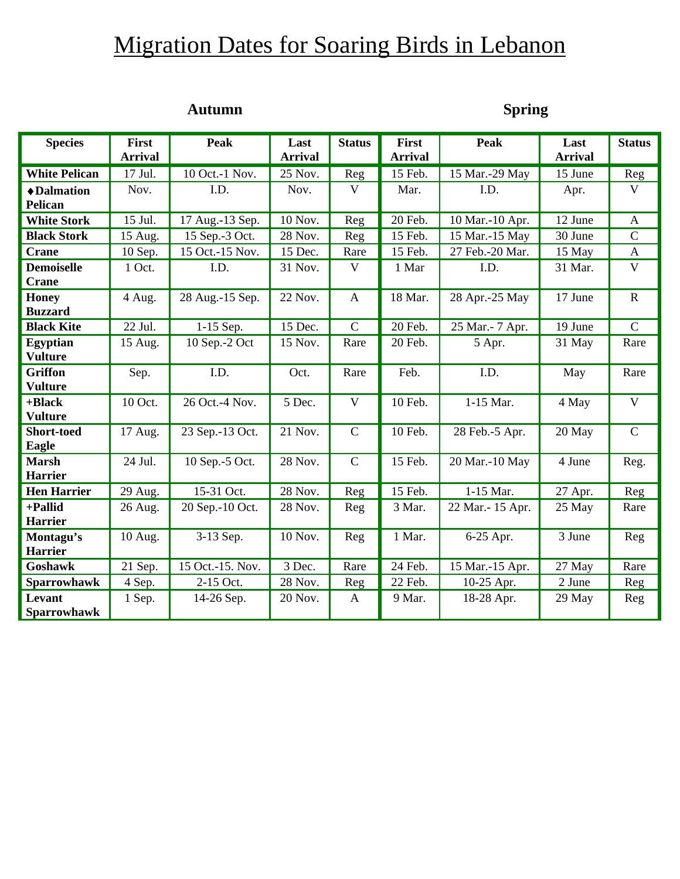# Migration Dates for Soaring Birds in Lebanon

| | Autumn | | | | Spring | | | |
|---|---|---|---|---|---|---|---|---|
| **Species** | **First Arrival** | **Peak** | **Last Arrival** | **Status** | **First Arrival** | **Peak** | **Last Arrival** | **Status** |
| **White Pelican** | 17 Jul. | 10 Oct.-1 Nov. | 25 Nov. | Reg | 15 Feb. | 15 Mar.-29 May | 15 June | Reg |
| **♦Dalmation Pelican** | Nov. | I.D. | Nov. | V | Mar. | I.D. | Apr. | V |
| **White Stork** | 15 Jul. | 17 Aug.-13 Sep. | 10 Nov. | Reg | 20 Feb. | 10 Mar.-10 Apr. | 12 June | A |
| **Black Stork** | 15 Aug. | 15 Sep.-3 Oct. | 28 Nov. | Reg | 15 Feb. | 15 Mar.-15 May | 30 June | C |
| **Crane** | 10 Sep. | 15 Oct.-15 Nov. | 15 Dec. | Rare | 15 Feb. | 27 Feb.-20 Mar. | 15 May | A |
| **Demoiselle Crane** | 1 Oct. | I.D. | 31 Nov. | V | 1 Mar | I.D. | 31 Mar. | V |
| **Honey Buzzard** | 4 Aug. | 28 Aug.-15 Sep. | 22 Nov. | A | 18 Mar. | 28 Apr.-25 May | 17 June | R |
| **Black Kite** | 22 Jul. | 1-15 Sep. | 15 Dec. | C | 20 Feb. | 25 Mar.- 7 Apr. | 19 June | C |
| **Egyptian Vulture** | 15 Aug. | 10 Sep.-2 Oct | 15 Nov. | Rare | 20 Feb. | 5 Apr. | 31 May | Rare |
| **Griffon Vulture** | Sep. | I.D. | Oct. | Rare | Feb. | I.D. | May | Rare |
| **+Black Vulture** | 10 Oct. | 26 Oct.-4 Nov. | 5 Dec. | V | 10 Feb. | 1-15 Mar. | 4 May | V |
| **Short-toed Eagle** | 17 Aug. | 23 Sep.-13 Oct. | 21 Nov. | C | 10 Feb. | 28 Feb.-5 Apr. | 20 May | C |
| **Marsh Harrier** | 24 Jul. | 10 Sep.-5 Oct. | 28 Nov. | C | 15 Feb. | 20 Mar.-10 May | 4 June | Reg. |
| **Hen Harrier** | 29 Aug. | 15-31 Oct. | 28 Nov. | Reg | 15 Feb. | 1-15 Mar. | 27 Apr. | Reg |
| **+Pallid Harrier** | 26 Aug. | 20 Sep.-10 Oct. | 28 Nov. | Reg | 3 Mar. | 22 Mar.- 15 Apr. | 25 May | Rare |
| **Montagu's Harrier** | 10 Aug. | 3-13 Sep. | 10 Nov. | Reg | 1 Mar. | 6-25 Apr. | 3 June | Reg |
| **Goshawk** | 21 Sep. | 15 Oct.-15. Nov. | 3 Dec. | Rare | 24 Feb. | 15 Mar.-15 Apr. | 27 May | Rare |
| **Sparrowhawk** | 4 Sep. | 2-15 Oct. | 28 Nov. | Reg | 22 Feb. | 10-25 Apr. | 2 June | Reg |
| **Levant Sparrowhawk** | 1 Sep. | 14-26 Sep. | 20 Nov. | A | 9 Mar. | 18-28 Apr. | 29 May | Reg |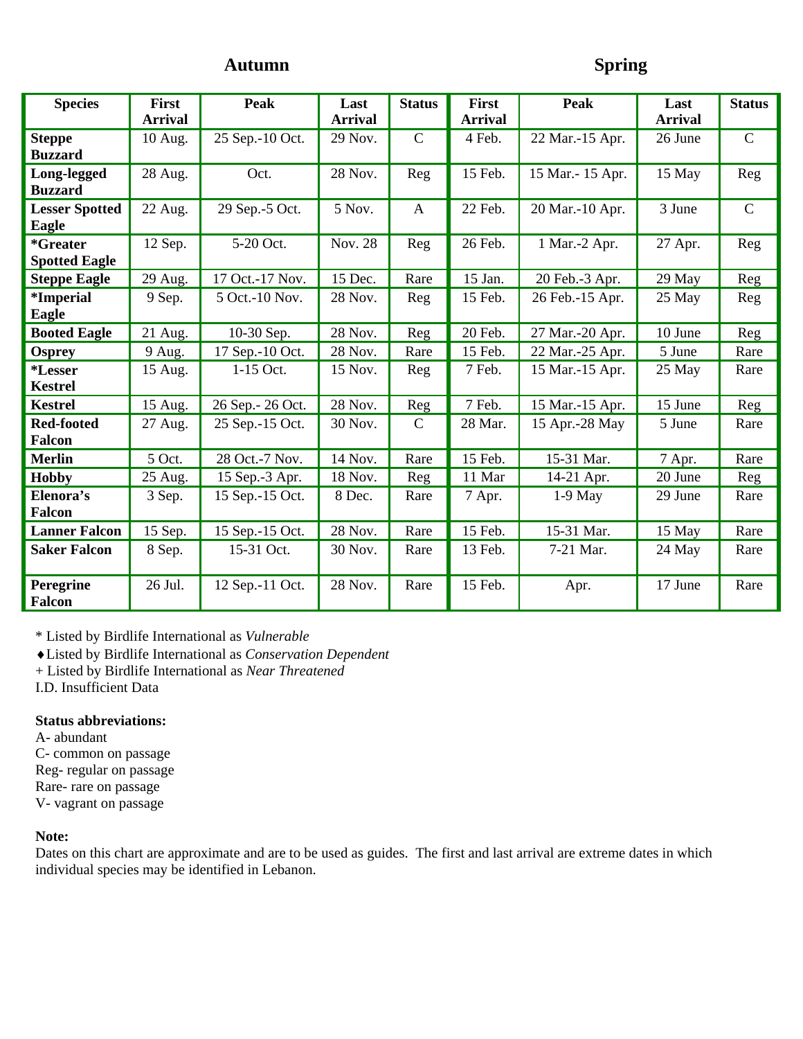| | Autumn | | | | Spring | | | |
|---|---|---|---|---|---|---|---|---|
| **Species** | **First Arrival** | **Peak** | **Last Arrival** | **Status** | **First Arrival** | **Peak** | **Last Arrival** | **Status** |
| **Steppe Buzzard** | 10 Aug. | 25 Sep.-10 Oct. | 29 Nov. | C | 4 Feb. | 22 Mar.-15 Apr. | 26 June | C |
| **Long-legged Buzzard** | 28 Aug. | Oct. | 28 Nov. | Reg | 15 Feb. | 15 Mar.- 15 Apr. | 15 May | Reg |
| **Lesser Spotted Eagle** | 22 Aug. | 29 Sep.-5 Oct. | 5 Nov. | A | 22 Feb. | 20 Mar.-10 Apr. | 3 June | C |
| **\*Greater Spotted Eagle** | 12 Sep. | 5-20 Oct. | Nov. 28 | Reg | 26 Feb. | 1 Mar.-2 Apr. | 27 Apr. | Reg |
| **Steppe Eagle** | 29 Aug. | 17 Oct.-17 Nov. | 15 Dec. | Rare | 15 Jan. | 20 Feb.-3 Apr. | 29 May | Reg |
| **\*Imperial Eagle** | 9 Sep. | 5 Oct.-10 Nov. | 28 Nov. | Reg | 15 Feb. | 26 Feb.-15 Apr. | 25 May | Reg |
| **Booted Eagle** | 21 Aug. | 10-30 Sep. | 28 Nov. | Reg | 20 Feb. | 27 Mar.-20 Apr. | 10 June | Reg |
| **Osprey** | 9 Aug. | 17 Sep.-10 Oct. | 28 Nov. | Rare | 15 Feb. | 22 Mar.-25 Apr. | 5 June | Rare |
| **\*Lesser Kestrel** | 15 Aug. | 1-15 Oct. | 15 Nov. | Reg | 7 Feb. | 15 Mar.-15 Apr. | 25 May | Rare |
| **Kestrel** | 15 Aug. | 26 Sep.- 26 Oct. | 28 Nov. | Reg | 7 Feb. | 15 Mar.-15 Apr. | 15 June | Reg |
| **Red-footed Falcon** | 27 Aug. | 25 Sep.-15 Oct. | 30 Nov. | C | 28 Mar. | 15 Apr.-28 May | 5 June | Rare |
| **Merlin** | 5 Oct. | 28 Oct.-7 Nov. | 14 Nov. | Rare | 15 Feb. | 15-31 Mar. | 7 Apr. | Rare |
| **Hobby** | 25 Aug. | 15 Sep.-3 Apr. | 18 Nov. | Reg | 11 Mar | 14-21 Apr. | 20 June | Reg |
| **Elenora's Falcon** | 3 Sep. | 15 Sep.-15 Oct. | 8 Dec. | Rare | 7 Apr. | 1-9 May | 29 June | Rare |
| **Lanner Falcon** | 15 Sep. | 15 Sep.-15 Oct. | 28 Nov. | Rare | 15 Feb. | 15-31 Mar. | 15 May | Rare |
| **Saker Falcon** | 8 Sep. | 15-31 Oct. | 30 Nov. | Rare | 13 Feb. | 7-21 Mar. | 24 May | Rare |
| **Peregrine Falcon** | 26 Jul. | 12 Sep.-11 Oct. | 28 Nov. | Rare | 15 Feb. | Apr. | 17 June | Rare |

\* Listed by Birdlife International as *Vulnerable*

♦Listed by Birdlife International as *Conservation Dependent*

+ Listed by Birdlife International as *Near Threatened*

I.D. Insufficient Data

**Status abbreviations:**

A- abundant
C- common on passage
Reg- regular on passage
Rare- rare on passage
V- vagrant on passage

**Note:**

Dates on this chart are approximate and are to be used as guides. The first and last arrival are extreme dates in which individual species may be identified in Lebanon.